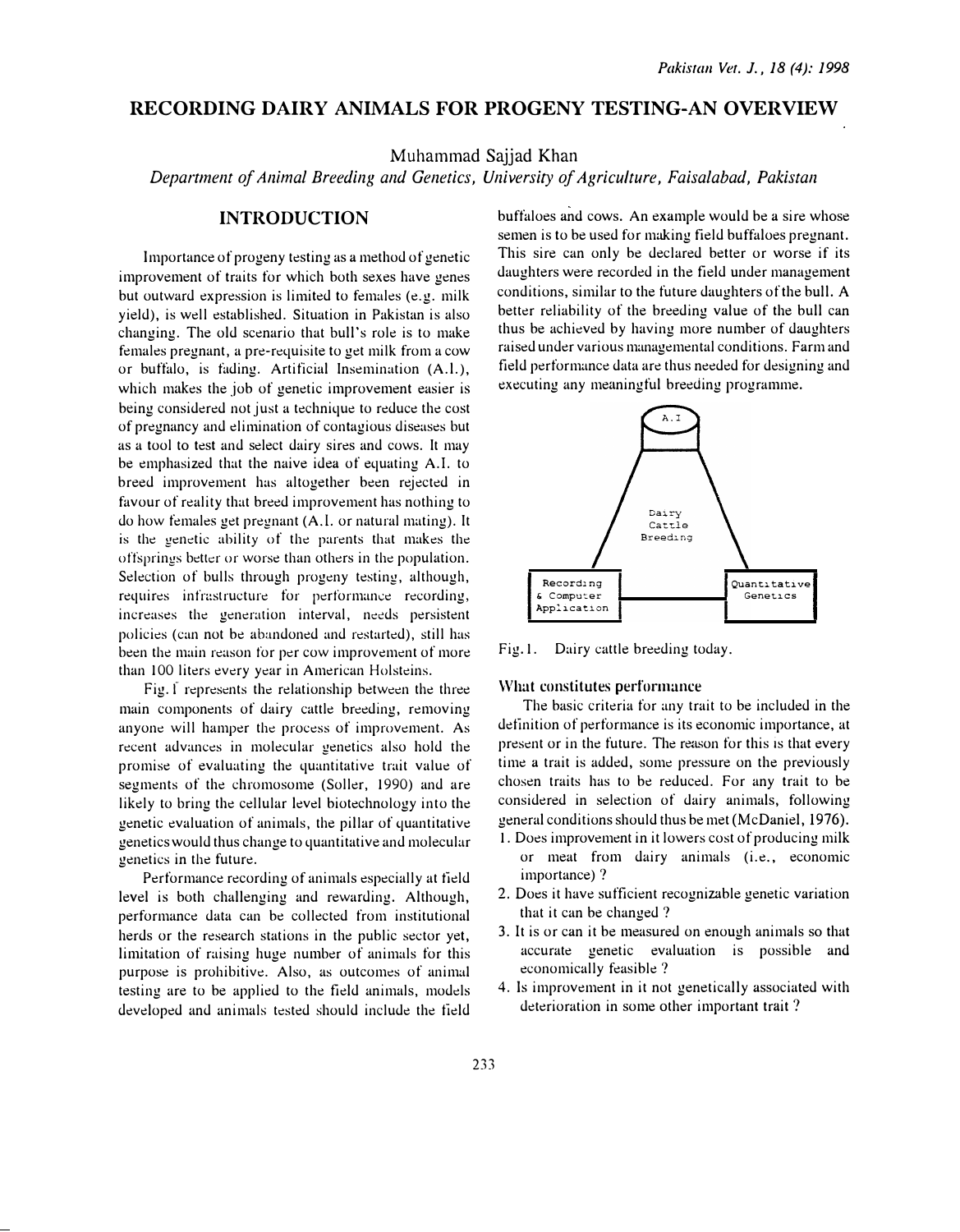# RECORDING DAIRY ANIMALS FOR PROGENY TESTING-AN OVERVIEW

Muhammad Sajjad Khan

*Department of Animal Breeding and Genetics, University of Agriculture, Faisalabad, Pakistan*

## INTRODUCTION

Importance of progeny testing as a method of genetic improvement of traits for which both sexes have genes but outward expression is limited to females (e.g. milk yield), is well established. Situation in Pakistan is also changing. The old scenario that bull's role is to make females pregnant, a pre-requisite to get milk from a cow or buffalo, is fading. Artificial Insemination (A.I.), which makes the job of genetic improvement easier is being considered not just a technique to reduce the cost of pregnancy and elimination of contagious diseases but as a tool to test and select dairy sires and cows. It may be emphasized that the naive idea of equating A.I. to breed improvement has altogether been rejected in favour of reality that breed improvement has nothing to do how females get pregnant (A.I. or natural mating). It is the genetic ability of the parents that makes the offsprings better or worse than others in the population. Selection of bulls through progeny testing, although, requires infrastructure for performance recording, increases the generation interval, needs persistent policies (can not be abandoned and restarted), still has been the main reason for per cow improvement of more than 100 liters every year in American Holsteins.

Fig. 1 represents the relationship between the three main components of dairy cattle breeding, removing anyone will hamper the process of improvement. As recent advances in molecular genetics also hold the promise of evaluating the quantitative trait value of segments of the chromosome (Soller, 1990) and are likely to bring the cellular level biotechnology into the genetic evaluation of animals, the pillar of quantitative genetics would thus change to quantitative and molecular genetics in the future.

Performance recording of animals especially at field level is both challenging and rewarding. Although, performance data can be collected from institutional herds or the research stations in the public sector yet, limitation of raising huge number of animals for this purpose is prohibitive. Also, as outcomes of animal testing are to be applied to the field animals, models developed and animals tested should include the field buffaloes and cows. An example would be a sire whose semen is to be used for making field buffaloes pregnant. This sire can only be declared better or worse if its daughters were recorded in the field under management conditions, similar to the future daughters of the bull. A better reliability of the breeding value of the bull can thus be achieved by having more number of daughters raised under various managemental conditions. Farm and field performance data are thus needed for designing and executing any meaningful breeding programme.

A.I

Dairy Cattle Breeding

Recording & Computer Application

Quantitative Genetics

Fig. 1. Dairy cattle breeding today.

### What constitutes performance

The basic criteria for any trait to be included in the definition of performance is its economic importance, at present or in the future. The reason for this is that every time a trait is added, some pressure on the previously chosen traits has to be reduced. For any trait to be considered in selection of dairy animals, following general conditions should thus be met (McDaniel, 1976).

1. Does improvement in it lowers cost of producing milk or meat from dairy animals (i.e., economic importance) ?
2. Does it have sufficient recognizable genetic variation that it can be changed ?
3. It is or can it be measured on enough animals so that accurate genetic evaluation is possible and economically feasible ?
4. Is improvement in it not genetically associated with deterioration in some other important trait ?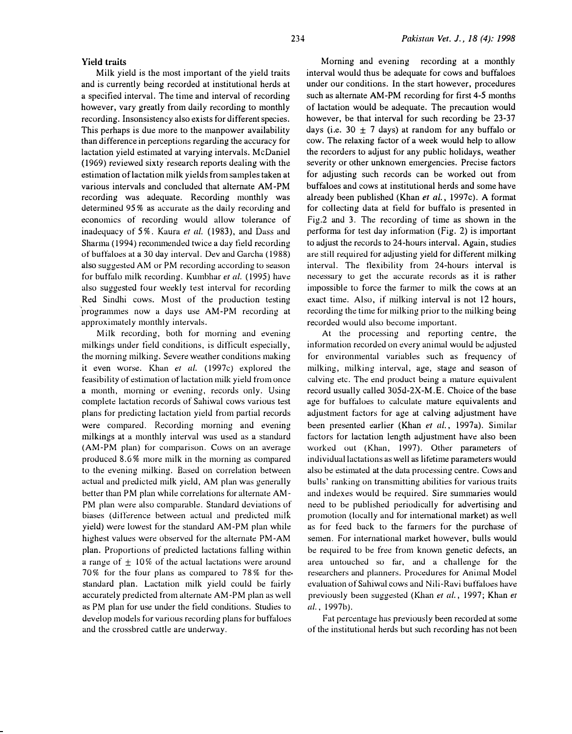### Yield traits

Milk yield is the most important of the yield traits and is currently being recorded at institutional herds at a specified interval. The time and interval of recording however, vary greatly from daily recording to monthly recording. Insonsistency also exists for different species. This perhaps is due more to the manpower availability than difference in perceptions regarding the accuracy for lactation yield estimated at varying intervals. McDaniel (1969) reviewed sixty research reports dealing with the estimation of lactation milk yields from samples taken at various intervals and concluded that alternate AM-PM recording was adequate. Recording monthly was determined 95% as accurate as the daily recording and economics of recording would allow tolerance of inadequacy of 5%. Kaura *et al.* (1983), and Dass and Sharma (1994) recommended twice a day field recording of buffaloes at a 30 day interval. Dev and Garcha (1988) also suggested AM or PM recording according to season for buffalo milk recording. Kumbhar *et al.* (1995) have also suggested four weekly test interval for recording Red Sindhi cows. Most of the production testing programmes now a days use AM-PM recording at approximately monthly intervals.

Milk recording, both for morning and evening milkings under field conditions, is difficult especially, the morning milking. Severe weather conditions making it even worse. Khan *et al.* (1997c) explored the feasibility of estimation of lactation milk yield from once a month, morning or evening, records only. Using complete lactation records of Sahiwal cows various test plans for predicting lactation yield from partial records were compared. Recording morning and evening milkings at a monthly interval was used as a standard (AM-PM plan) for comparison. Cows on an average produced 8.6% more milk in the morning as compared to the evening milking. Based on correlation between actual and predicted milk yield, AM plan was generally better than PM plan while correlations for alternate AM-PM plan were also comparable. Standard deviations of biases (difference between actual and predicted milk yield) were lowest for the standard AM-PM plan while highest values were observed for the alternate PM-AM plan. Proportions of predicted lactations falling within a range of ± 10% of the actual lactations were around 70% for the four plans as compared to 78% for the standard plan. Lactation milk yield could be fairly accurately predicted from alternate AM-PM plan as well as PM plan for use under the field conditions. Studies to develop models for various recording plans for buffaloes and the crossbred cattle are underway.

Morning and evening recording at a monthly interval would thus be adequate for cows and buffaloes under our conditions. In the start however, procedures such as alternate AM-PM recording for first 4-5 months of lactation would be adequate. The precaution would however, be that interval for such recording be 23-37 days (i.e. 30 ± 7 days) at random for any buffalo or cow. The relaxing factor of a week would help to allow the recorders to adjust for any public holidays, weather severity or other unknown emergencies. Precise factors for adjusting such records can be worked out from buffaloes and cows at institutional herds and some have already been published (Khan *et al.*, 1997c). A format for collecting data at field for buffalo is presented in Fig.2 and 3. The recording of time as shown in the performa for test day information (Fig. 2) is important to adjust the records to 24-hours interval. Again, studies are still required for adjusting yield for different milking interval. The flexibility from 24-hours interval is necessary to get the accurate records as it is rather impossible to force the farmer to milk the cows at an exact time. Also, if milking interval is not 12 hours, recording the time for milking prior to the milking being recorded would also become important.

At the processing and reporting centre, the information recorded on every animal would be adjusted for environmental variables such as frequency of milking, milking interval, age, stage and season of calving etc. The end product being a mature equivalent record usually called 305d-2X-M.E. Choice of the base age for buffaloes to calculate mature equivalents and adjustment factors for age at calving adjustment have been presented earlier (Khan *et al.*, 1997a). Similar factors for lactation length adjustment have also been worked out (Khan, 1997). Other parameters of individual lactations as well as lifetime parameters would also be estimated at the data processing centre. Cows and bulls' ranking on transmitting abilities for various traits and indexes would be required. Sire summaries would need to be published periodically for advertising and promotion (locally and for international market) as well as for feed back to the farmers for the purchase of semen. For international market however, bulls would be required to be free from known genetic defects, an area untouched so far, and a challenge for the researchers and planners. Procedures for Animal Model evaluation of Sahiwal cows and Nili-Ravi buffaloes have previously been suggested (Khan *et al.*, 1997; Khan *et al.*, 1997b).

Fat percentage has previously been recorded at some of the institutional herds but such recording has not been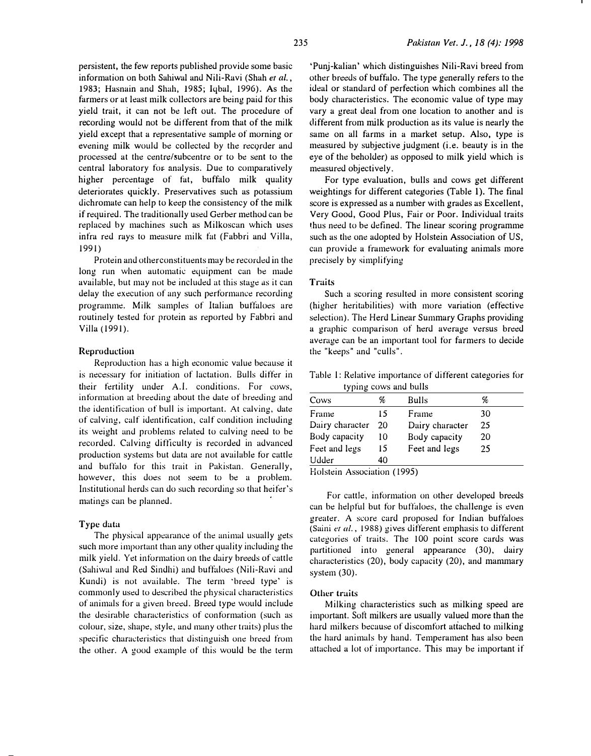persistent, the few reports published provide some basic information on both Sahiwal and Nili-Ravi (Shah *et al.*, 1983; Hasnain and Shah, 1985; Iqbal, 1996). As the farmers or at least milk collectors are being paid for this yield trait, it can not be left out. The procedure of recording would not be different from that of the milk yield except that a representative sample of morning or evening milk would be collected by the recorder and processed at the centre/subcentre or to be sent to the central laboratory for analysis. Due to comparatively higher percentage of fat, buffalo milk quality deteriorates quickly. Preservatives such as potassium dichromate can help to keep the consistency of the milk if required. The traditionally used Gerber method can be replaced by machines such as Milkoscan which uses infra red rays to measure milk fat (Fabbri and Villa, 1991)

Protein and other constituents may be recorded in the long run when automatic equipment can be made available, but may not be included at this stage as it can delay the execution of any such performance recording programme. Milk samples of Italian buffaloes are routinely tested for protein as reported by Fabbri and Villa (1991).

### Reproduction

Reproduction has a high economic value because it is necessary for initiation of lactation. Bulls differ in their fertility under A.I. conditions. For cows, information at breeding about the date of breeding and the identification of bull is important. At calving, date of calving, calf identification, calf condition including its weight and problems related to calving need to be recorded. Calving difficulty is recorded in advanced production systems but data are not available for cattle and buffalo for this trait in Pakistan. Generally, however, this does not seem to be a problem. Institutional herds can do such recording so that heifer's matings can be planned.

### Type data

The physical appearance of the animal usually gets such more important than any other quality including the milk yield. Yet information on the dairy breeds of cattle (Sahiwal and Red Sindhi) and buffaloes (Nili-Ravi and Kundi) is not available. The term 'breed type' is commonly used to described the physical characteristics of animals for a given breed. Breed type would include the desirable characteristics of conformation (such as colour, size, shape, style, and many other traits) plus the specific characteristics that distinguish one breed from the other. A good example of this would be the term 'Punj-kalian' which distinguishes Nili-Ravi breed from other breeds of buffalo. The type generally refers to the ideal or standard of perfection which combines all the body characteristics. The economic value of type may vary a great deal from one location to another and is different from milk production as its value is nearly the same on all farms in a market setup. Also, type is measured by subjective judgment (i.e. beauty is in the eye of the beholder) as opposed to milk yield which is measured objectively.

For type evaluation, bulls and cows get different weightings for different categories (Table 1). The final score is expressed as a number with grades as Excellent, Very Good, Good Plus, Fair or Poor. Individual traits thus need to be defined. The linear scoring programme such as the one adopted by Holstein Association of US, can provide a framework for evaluating animals more precisely by simplifying

### Traits

Such a scoring resulted in more consistent scoring (higher heritabilities) with more variation (effective selection). The Herd Linear Summary Graphs providing a graphic comparison of herd average versus breed average can be an important tool for farmers to decide the "keeps" and "culls".

Table 1: Relative importance of different categories for typing cows and bulls

| Cows | % | Bulls | % |
|---|---|---|---|
| Frame | 15 | Frame | 30 |
| Dairy character | 20 | Dairy character | 25 |
| Body capacity | 10 | Body capacity | 20 |
| Feet and legs | 15 | Feet and legs | 25 |
| Udder | 40 | | |

Holstein Association (1995)

For cattle, information on other developed breeds can be helpful but for buffaloes, the challenge is even greater. A score card proposed for Indian buffaloes (Saini *et al.*, 1988) gives different emphasis to different categories of traits. The 100 point score cards was partitioned into general appearance (30), dairy characteristics (20), body capacity (20), and mammary system (30).

### Other traits

Milking characteristics such as milking speed are important. Soft milkers are usually valued more than the hard milkers because of discomfort attached to milking the hard animals by hand. Temperament has also been attached a lot of importance. This may be important if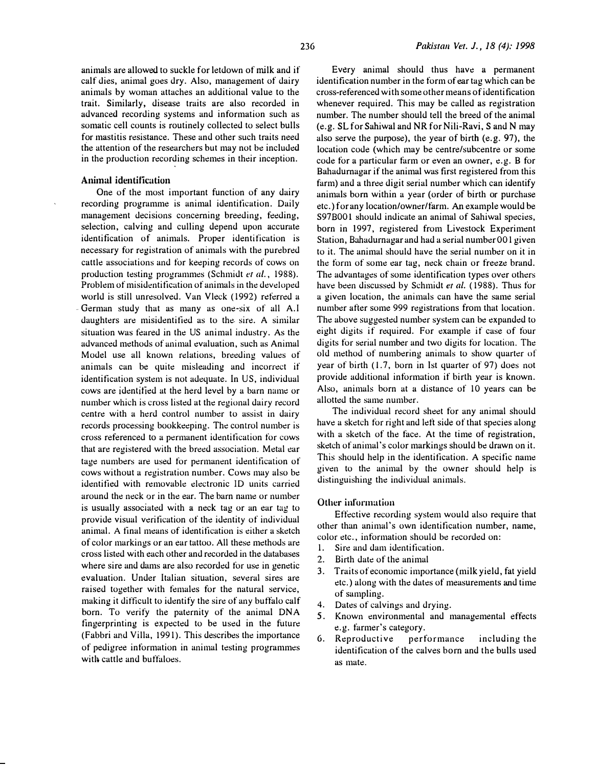animals are allowed to suckle for letdown of milk and if calf dies, animal goes dry. Also, management of dairy animals by woman attaches an additional value to the trait. Similarly, disease traits are also recorded in advanced recording systems and information such as somatic cell counts is routinely collected to select bulls for mastitis resistance. These and other such traits need the attention of the researchers but may not be included in the production recording schemes in their inception.

### Animal identification

One of the most important function of any dairy recording programme is animal identification. Daily management decisions concerning breeding, feeding, selection, calving and culling depend upon accurate identification of animals. Proper identification is necessary for registration of animals with the purebred cattle associations and for keeping records of cows on production testing programmes (Schmidt *et al.*, 1988). Problem of misidentification of animals in the developed world is still unresolved. Van Vleck (1992) referred a German study that as many as one-six of all A.I daughters are misidentified as to the sire. A similar situation was feared in the US animal industry. As the advanced methods of animal evaluation, such as Animal Model use all known relations, breeding values of animals can be quite misleading and incorrect if identification system is not adequate. In US, individual cows are identified at the herd level by a barn name or number which is cross listed at the regional dairy record centre with a herd control number to assist in dairy records processing bookkeeping. The control number is cross referenced to a permanent identification for cows that are registered with the breed association. Metal ear tage numbers are used for permanent identification of cows without a registration number. Cows may also be identified with removable electronic ID units carried around the neck or in the ear. The barn name or number is usually associated with a neck tag or an ear tag to provide visual verification of the identity of individual animal. A final means of identification is either a sketch of color markings or an ear tattoo. All these methods are cross listed with each other and recorded in the databases where sire and dams are also recorded for use in genetic evaluation. Under Italian situation, several sires are raised together with females for the natural service, making it difficult to identify the sire of any buffalo calf born. To verify the paternity of the animal DNA fingerprinting is expected to be used in the future (Fabbri and Villa, 1991). This describes the importance of pedigree information in animal testing programmes with cattle and buffaloes.

Every animal should thus have a permanent identification number in the form of ear tag which can be cross-referenced with some other means of identification whenever required. This may be called as registration number. The number should tell the breed of the animal (e.g. SL for Sahiwal and NR for Nili-Ravi, S and N may also serve the purpose), the year of birth (e.g. 97), the location code (which may be centre/subcentre or some code for a particular farm or even an owner, e.g. B for Bahadurnagar if the animal was first registered from this farm) and a three digit serial number which can identify animals born within a year (order of birth or purchase etc.) for any location/owner/farm. An example would be S97B001 should indicate an animal of Sahiwal species, born in 1997, registered from Livestock Experiment Station, Bahadurnagar and had a serial number 001 given to it. The animal should have the serial number on it in the form of some ear tag, neck chain or freeze brand. The advantages of some identification types over others have been discussed by Schmidt *et al.* (1988). Thus for a given location, the animals can have the same serial number after some 999 registrations from that location. The above suggested number system can be expanded to eight digits if required. For example if case of four digits for serial number and two digits for location. The old method of numbering animals to show quarter of year of birth (1.7, born in Ist quarter of 97) does not provide additional information if birth year is known. Also, animals born at a distance of 10 years can be allotted the same number.

The individual record sheet for any animal should have a sketch for right and left side of that species along with a sketch of the face. At the time of registration, sketch of animal's color markings should be drawn on it. This should help in the identification. A specific name given to the animal by the owner should help is distinguishing the individual animals.

### Other information

Effective recording system would also require that other than animal's own identification number, name, color etc., information should be recorded on:

1. Sire and dam identification.
2. Birth date of the animal
3. Traits of economic importance (milk yield, fat yield etc.) along with the dates of measurements and time of sampling.
4. Dates of calvings and drying.
5. Known environmental and managemental effects e.g. farmer's category.
6. Reproductive performance including the identification of the calves born and the bulls used as mate.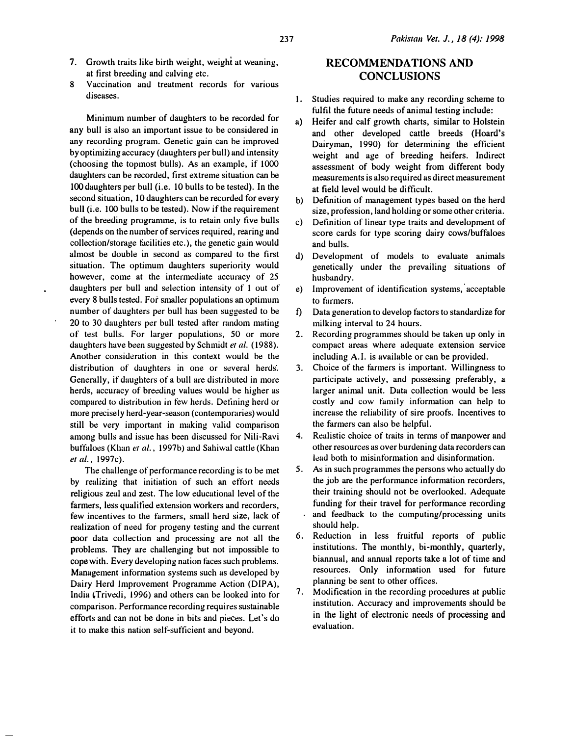7. Growth traits like birth weight, weight at weaning, at first breeding and calving etc.
8 Vaccination and treatment records for various diseases.

Minimum number of daughters to be recorded for any bull is also an important issue to be considered in any recording program. Genetic gain can be improved by optimizing accuracy (daughters per bull) and intensity (choosing the topmost bulls). As an example, if 1000 daughters can be recorded, first extreme situation can be 100 daughters per bull (i.e. 10 bulls to be tested). In the second situation, 10 daughters can be recorded for every bull (i.e. 100 bulls to be tested). Now if the requirement of the breeding programme, is to retain only five bulls (depends on the number of services required, rearing and collection/storage facilities etc.), the genetic gain would almost be double in second as compared to the first situation. The optimum daughters superiority would however, come at the intermediate accuracy of 25 daughters per bull and selection intensity of 1 out of every 8 bulls tested. For smaller populations an optimum number of daughters per bull has been suggested to be 20 to 30 daughters per bull tested after random mating of test bulls. For larger populations, 50 or more daughters have been suggested by Schmidt *et al.* (1988). Another consideration in this context would be the distribution of daughters in one or several herds. Generally, if daughters of a bull are distributed in more herds, accuracy of breeding values would be higher as compared to distribution in few herds. Defining herd or more precisely herd-year-season (contemporaries) would still be very important in making valid comparison among bulls and issue has been discussed for Nili-Ravi buffaloes (Khan *et al.*, 1997b) and Sahiwal cattle (Khan *et al.*, 1997c).

The challenge of performance recording is to be met by realizing that initiation of such an effort needs religious zeal and zest. The low educational level of the farmers, less qualified extension workers and recorders, few incentives to the farmers, small herd size, lack of realization of need for progeny testing and the current poor data collection and processing are not all the problems. They are challenging but not impossible to cope with. Every developing nation faces such problems. Management information systems such as developed by Dairy Herd Improvement Programme Action (DIPA), India (Trivedi, 1996) and others can be looked into for comparison. Performance recording requires sustainable efforts and can not be done in bits and pieces. Let's do it to make this nation self-sufficient and beyond.

## RECOMMENDATIONS AND CONCLUSIONS

1. Studies required to make any recording scheme to fulfil the future needs of animal testing include:
   a) Heifer and calf growth charts, similar to Holstein and other developed cattle breeds (Hoard's Dairyman, 1990) for determining the efficient weight and age of breeding heifers. Indirect assessment of body weight from different body measurements is also required as direct measurement at field level would be difficult.
   b) Definition of management types based on the herd size, profession, land holding or some other criteria.
   c) Definition of linear type traits and development of score cards for type scoring dairy cows/buffaloes and bulls.
   d) Development of models to evaluate animals genetically under the prevailing situations of husbandry.
   e) Improvement of identification systems, acceptable to farmers.
   f) Data generation to develop factors to standardize for milking interval to 24 hours.
2. Recording programmes should be taken up only in compact areas where adequate extension service including A.I. is available or can be provided.
3. Choice of the farmers is important. Willingness to participate actively, and possessing preferably, a larger animal unit. Data collection would be less costly and cow family information can help to increase the reliability of sire proofs. Incentives to the farmers can also be helpful.
4. Realistic choice of traits in terms of manpower and other resources as over burdening data recorders can lead both to misinformation and disinformation.
5. As in such programmes the persons who actually do the job are the performance information recorders, their training should not be overlooked. Adequate funding for their travel for performance recording and feedback to the computing/processing units should help.
6. Reduction in less fruitful reports of public institutions. The monthly, bi-monthly, quarterly, biannual, and annual reports take a lot of time and resources. Only information used for future planning be sent to other offices.
7. Modification in the recording procedures at public institution. Accuracy and improvements should be in the light of electronic needs of processing and evaluation.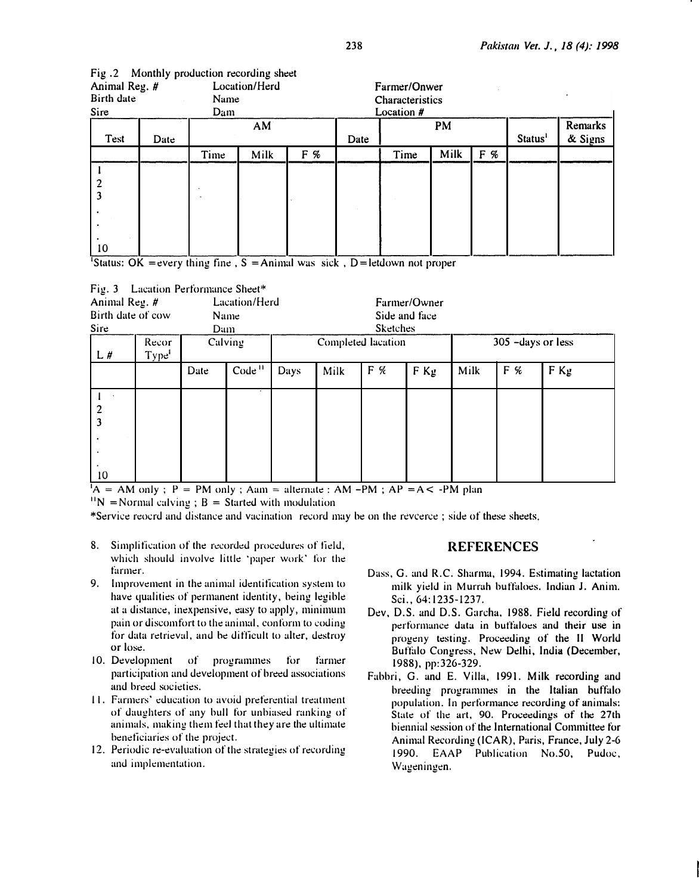Fig .2 Monthly production recording sheet

| Animal Reg. # | Location/Herd | Farmer/Onwer |
|---|---|---|
| Birth date | Name | Characteristics |
| Sire | Dam | Location # |

| Test | Date | AM | | | Date | PM | | | Status[1] | Remarks & Signs |
|---|---|---|---|---|---|---|---|---|---|---|
| | | Time | Milk | F % | | Time | Milk | F % | | |
| 1 | | | | | | | | | | |
| 2 | | | | | | | | | | |
| 3 | | | | | | | | | | |
| . | | | | | | | | | | |
| . | | | | | | | | | | |
| . | | | | | | | | | | |
| 10 | | | | | | | | | | |

[1]Status: OK =every thing fine , S =Animal was sick , D=letdown not proper

Fig. 3 Lacation Performance Sheet*

| Animal Reg. # | Location/Herd | Farmer/Owner |
|---|---|---|
| Birth date of cow | Name | Side and face |
| Sire | Dam | Sketches |

| L # | Recor Type[I] | Calving | | Completed lacation | | | | 305 -days or less | | |
|---|---|---|---|---|---|---|---|---|---|---|
| | | Date | Code[II] | Days | Milk | F % | F Kg | Milk | F % | F Kg |
| 1 | | | | | | | | | | |
| 2 | | | | | | | | | | |
| 3 | | | | | | | | | | |
| . | | | | | | | | | | |
| . | | | | | | | | | | |
| . | | | | | | | | | | |
| 10 | | | | | | | | | | |

[I]A = AM only ; P = PM only ; Aam = alternate : AM -PM ; AP =A< -PM plan

[II]N =Normal calving ; B = Started with modulation

*Service reocrd and distance and vacination record may be on the revcerce ; side of these sheets.

8. Simplification of the recorded procedures of field, which should involve little 'paper work' for the farmer.
9. Improvement in the animal identification system to have qualities of permanent identity, being legible at a distance, inexpensive, easy to apply, minimum pain or discomfort to the animal, conform to coding for data retrieval, and be difficult to alter, destroy or lose.
10. Development of programmes for farmer participation and development of breed associations and breed societies.
11. Farmers' education to avoid preferential treatment of daughters of any bull for unbiased ranking of animals, making them feel that they are the ultimate beneficiaries of the project.
12. Periodic re-evaluation of the strategies of recording and implementation.

## REFERENCES

Dass, G. and R.C. Sharma, 1994. Estimating lactation milk yield in Murrah buffaloes. Indian J. Anim. Sci., 64:1235-1237.

Dev, D.S. and D.S. Garcha, 1988. Field recording of performance data in buffaloes and their use in progeny testing. Proceeding of the II World Buffalo Congress, New Delhi, India (December, 1988), pp:326-329.

Fabbri, G. and E. Villa, 1991. Milk recording and breeding programmes in the Italian buffalo population. In performance recording of animals: State of the art, 90. Proceedings of the 27th biennial session of the International Committee for Animal Recording (ICAR), Paris, France, July 2-6 1990. EAAP Publication No.50, Pudoc, Wageningen.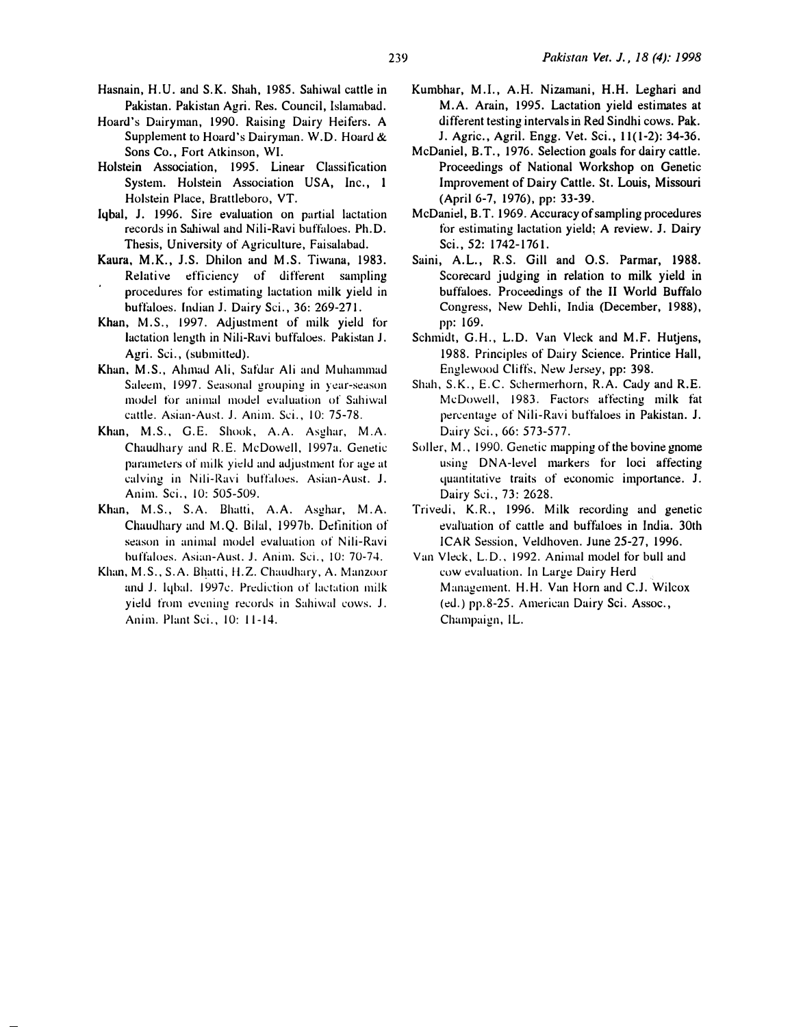Hasnain, H.U. and S.K. Shah, 1985. Sahiwal cattle in Pakistan. Pakistan Agri. Res. Council, Islamabad.

Hoard's Dairyman, 1990. Raising Dairy Heifers. A Supplement to Hoard's Dairyman. W.D. Hoard & Sons Co., Fort Atkinson, WI.

Holstein Association, 1995. Linear Classification System. Holstein Association USA, Inc., 1 Holstein Place, Brattleboro, VT.

Iqbal, J. 1996. Sire evaluation on partial lactation records in Sahiwal and Nili-Ravi buffaloes. Ph.D. Thesis, University of Agriculture, Faisalabad.

Kaura, M.K., J.S. Dhilon and M.S. Tiwana, 1983. Relative efficiency of different sampling procedures for estimating lactation milk yield in buffaloes. Indian J. Dairy Sci., 36: 269-271.

Khan, M.S., 1997. Adjustment of milk yield for lactation length in Nili-Ravi buffaloes. Pakistan J. Agri. Sci., (submitted).

Khan, M.S., Ahmad Ali, Safdar Ali and Muhammad Saleem, 1997. Seasonal grouping in year-season model for animal model evaluation of Sahiwal cattle. Asian-Aust. J. Anim. Sci., 10: 75-78.

Khan, M.S., G.E. Shook, A.A. Asghar, M.A. Chaudhary and R.E. McDowell, 1997a. Genetic parameters of milk yield and adjustment for age at calving in Nili-Ravi buffaloes. Asian-Aust. J. Anim. Sci., 10: 505-509.

Khan, M.S., S.A. Bhatti, A.A. Asghar, M.A. Chaudhary and M.Q. Bilal, 1997b. Definition of season in animal model evaluation of Nili-Ravi buffaloes. Asian-Aust. J. Anim. Sci., 10: 70-74.

Khan, M.S., S.A. Bhatti, H.Z. Chaudhary, A. Manzoor and J. Iqbal. 1997c. Prediction of lactation milk yield from evening records in Sahiwal cows. J. Anim. Plant Sci., 10: 11-14.

Kumbhar, M.I., A.H. Nizamani, H.H. Leghari and M.A. Arain, 1995. Lactation yield estimates at different testing intervals in Red Sindhi cows. Pak. J. Agric., Agril. Engg. Vet. Sci., 11(1-2): 34-36.

McDaniel, B.T., 1976. Selection goals for dairy cattle. Proceedings of National Workshop on Genetic Improvement of Dairy Cattle. St. Louis, Missouri (April 6-7, 1976), pp: 33-39.

McDaniel, B.T. 1969. Accuracy of sampling procedures for estimating lactation yield: A review. J. Dairy Sci., 52: 1742-1761.

Saini, A.L., R.S. Gill and O.S. Parmar, 1988. Scorecard judging in relation to milk yield in buffaloes. Proceedings of the II World Buffalo Congress, New Dehli, India (December, 1988), pp: 169.

Schmidt, G.H., L.D. Van Vleck and M.F. Hutjens, 1988. Principles of Dairy Science. Printice Hall, Englewood Cliffs, New Jersey, pp: 398.

Shah, S.K., E.C. Schermerhorn, R.A. Cady and R.E. McDowell, 1983. Factors affecting milk fat percentage of Nili-Ravi buffaloes in Pakistan. J. Dairy Sci., 66: 573-577.

Soller, M., 1990. Genetic mapping of the bovine gnome using DNA-level markers for loci affecting quantitative traits of economic importance. J. Dairy Sci., 73: 2628.

Trivedi, K.R., 1996. Milk recording and genetic evaluation of cattle and buffaloes in India. 30th ICAR Session, Veldhoven. June 25-27, 1996.

Van Vleck, L.D., 1992. Animal model for bull and cow evaluation. In Large Dairy Herd Management. H.H. Van Horn and C.J. Wilcox (ed.) pp.8-25. American Dairy Sci. Assoc., Champaign, IL.